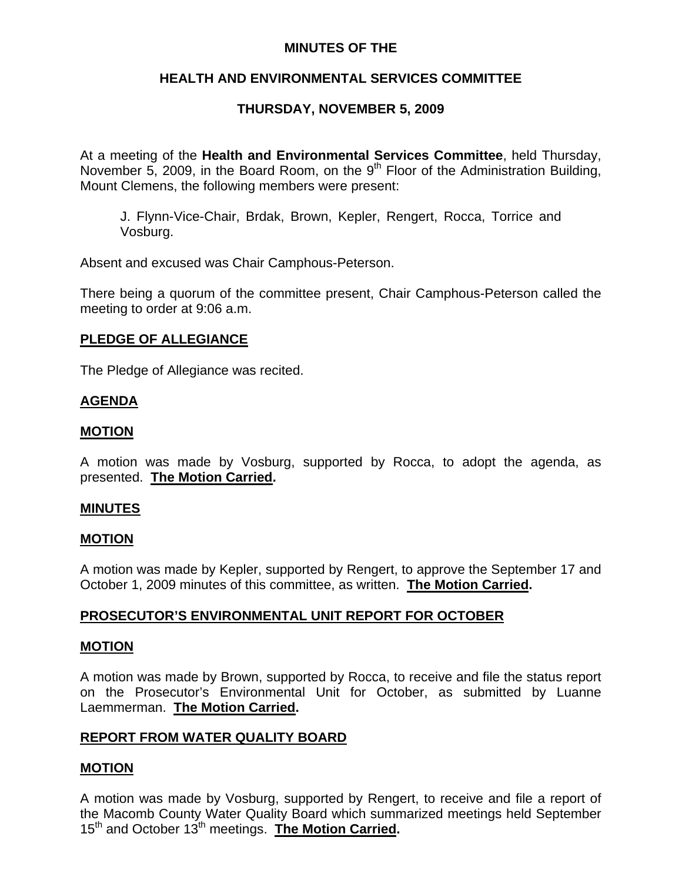**MINUTES OF THE**

**HEALTH AND ENVIRONMENTAL SERVICES COMMITTEE**

**THURSDAY, NOVEMBER 5, 2009**

At a meeting of the **Health and Environmental Services Committee**, held Thursday, November 5, 2009, in the Board Room, on the 9th Floor of the Administration Building, Mount Clemens, the following members were present:

> J. Flynn-Vice-Chair, Brdak, Brown, Kepler, Rengert, Rocca, Torrice and Vosburg.

Absent and excused was Chair Camphous-Peterson.

There being a quorum of the committee present, Chair Camphous-Peterson called the meeting to order at 9:06 a.m.

## PLEDGE OF ALLEGIANCE

The Pledge of Allegiance was recited.

## AGENDA

### MOTION

A motion was made by Vosburg, supported by Rocca, to adopt the agenda, as presented. **The Motion Carried.**

## MINUTES

### MOTION

A motion was made by Kepler, supported by Rengert, to approve the September 17 and October 1, 2009 minutes of this committee, as written. **The Motion Carried.**

## PROSECUTOR'S ENVIRONMENTAL UNIT REPORT FOR OCTOBER

### MOTION

A motion was made by Brown, supported by Rocca, to receive and file the status report on the Prosecutor's Environmental Unit for October, as submitted by Luanne Laemmerman. **The Motion Carried.**

## REPORT FROM WATER QUALITY BOARD

### MOTION

A motion was made by Vosburg, supported by Rengert, to receive and file a report of the Macomb County Water Quality Board which summarized meetings held September 15th and October 13th meetings. **The Motion Carried.**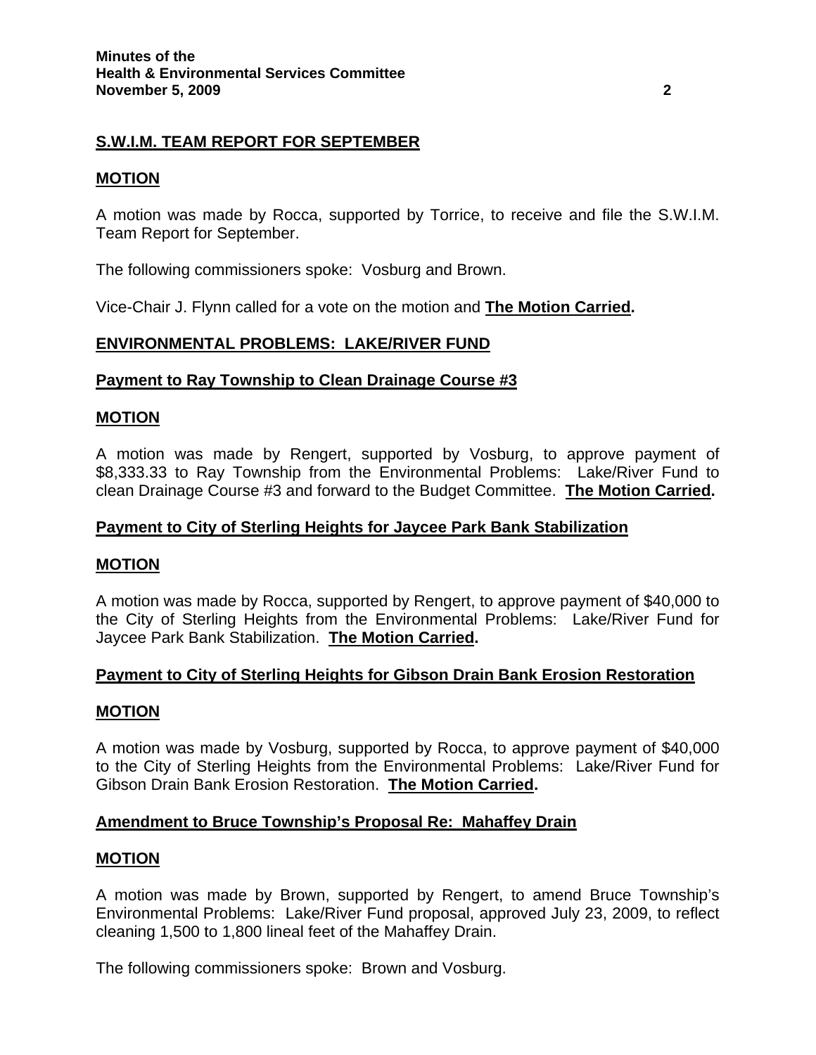## S.W.I.M. TEAM REPORT FOR SEPTEMBER

### MOTION

A motion was made by Rocca, supported by Torrice, to receive and file the S.W.I.M. Team Report for September.

The following commissioners spoke: Vosburg and Brown.

Vice-Chair J. Flynn called for a vote on the motion and **The Motion Carried.**

## ENVIRONMENTAL PROBLEMS: LAKE/RIVER FUND

### Payment to Ray Township to Clean Drainage Course #3

### MOTION

A motion was made by Rengert, supported by Vosburg, to approve payment of $8,333.33 to Ray Township from the Environmental Problems: Lake/River Fund to clean Drainage Course #3 and forward to the Budget Committee. **The Motion Carried.**

### Payment to City of Sterling Heights for Jaycee Park Bank Stabilization

### MOTION

A motion was made by Rocca, supported by Rengert, to approve payment of $40,000 to the City of Sterling Heights from the Environmental Problems: Lake/River Fund for Jaycee Park Bank Stabilization. **The Motion Carried.**

### Payment to City of Sterling Heights for Gibson Drain Bank Erosion Restoration

### MOTION

A motion was made by Vosburg, supported by Rocca, to approve payment of $40,000 to the City of Sterling Heights from the Environmental Problems: Lake/River Fund for Gibson Drain Bank Erosion Restoration. **The Motion Carried.**

### Amendment to Bruce Township's Proposal Re: Mahaffey Drain

### MOTION

A motion was made by Brown, supported by Rengert, to amend Bruce Township's Environmental Problems: Lake/River Fund proposal, approved July 23, 2009, to reflect cleaning 1,500 to 1,800 lineal feet of the Mahaffey Drain.

The following commissioners spoke: Brown and Vosburg.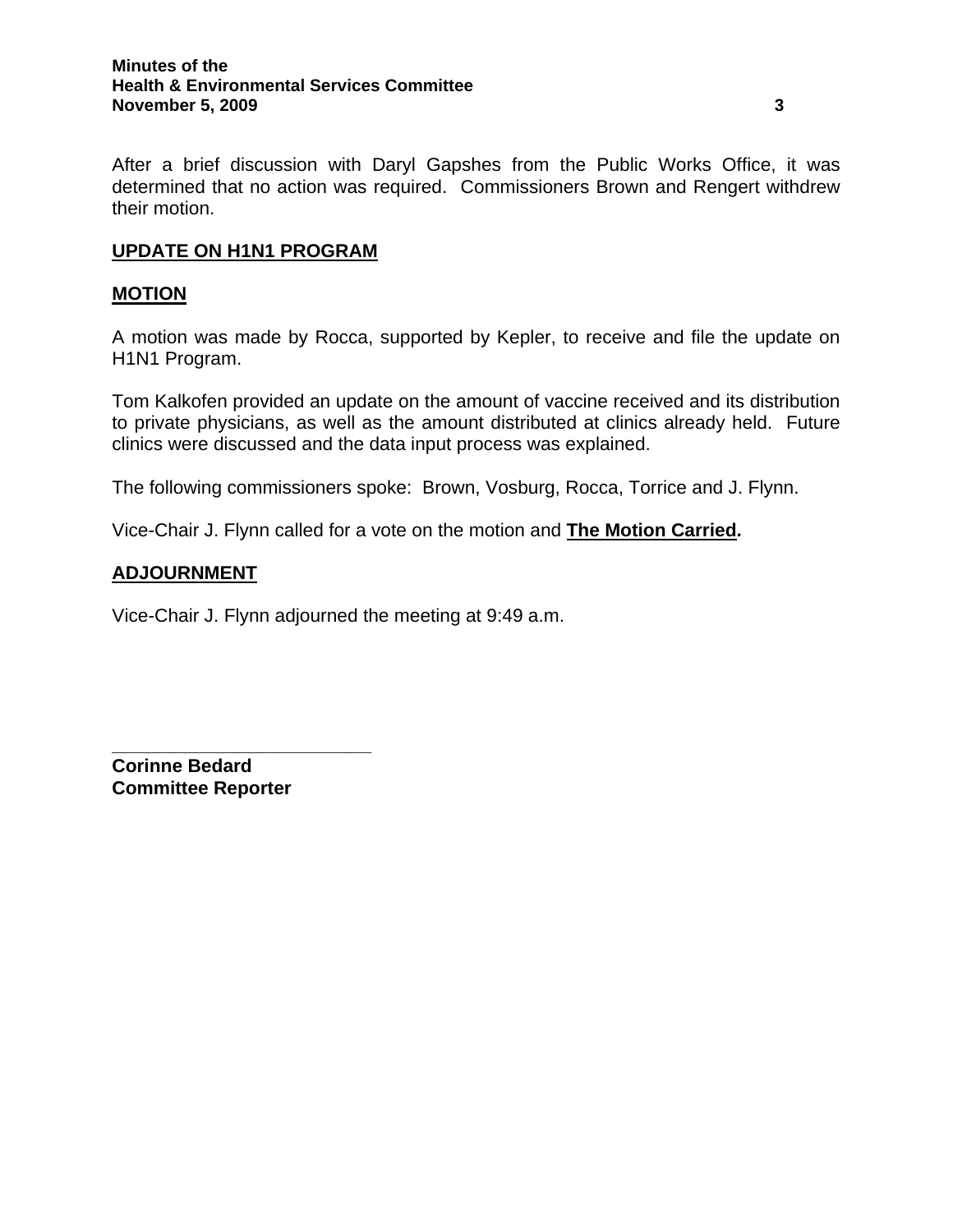After a brief discussion with Daryl Gapshes from the Public Works Office, it was determined that no action was required. Commissioners Brown and Rengert withdrew their motion.

## UPDATE ON H1N1 PROGRAM

## MOTION

A motion was made by Rocca, supported by Kepler, to receive and file the update on H1N1 Program.

Tom Kalkofen provided an update on the amount of vaccine received and its distribution to private physicians, as well as the amount distributed at clinics already held. Future clinics were discussed and the data input process was explained.

The following commissioners spoke: Brown, Vosburg, Rocca, Torrice and J. Flynn.

Vice-Chair J. Flynn called for a vote on the motion and **The Motion Carried.**

## ADJOURNMENT

Vice-Chair J. Flynn adjourned the meeting at 9:49 a.m.

\_\_\_\_\_\_\_\_\_\_\_\_\_\_\_\_\_\_\_\_\_\_\_\_\_\_

**Corinne Bedard**
**Committee Reporter**